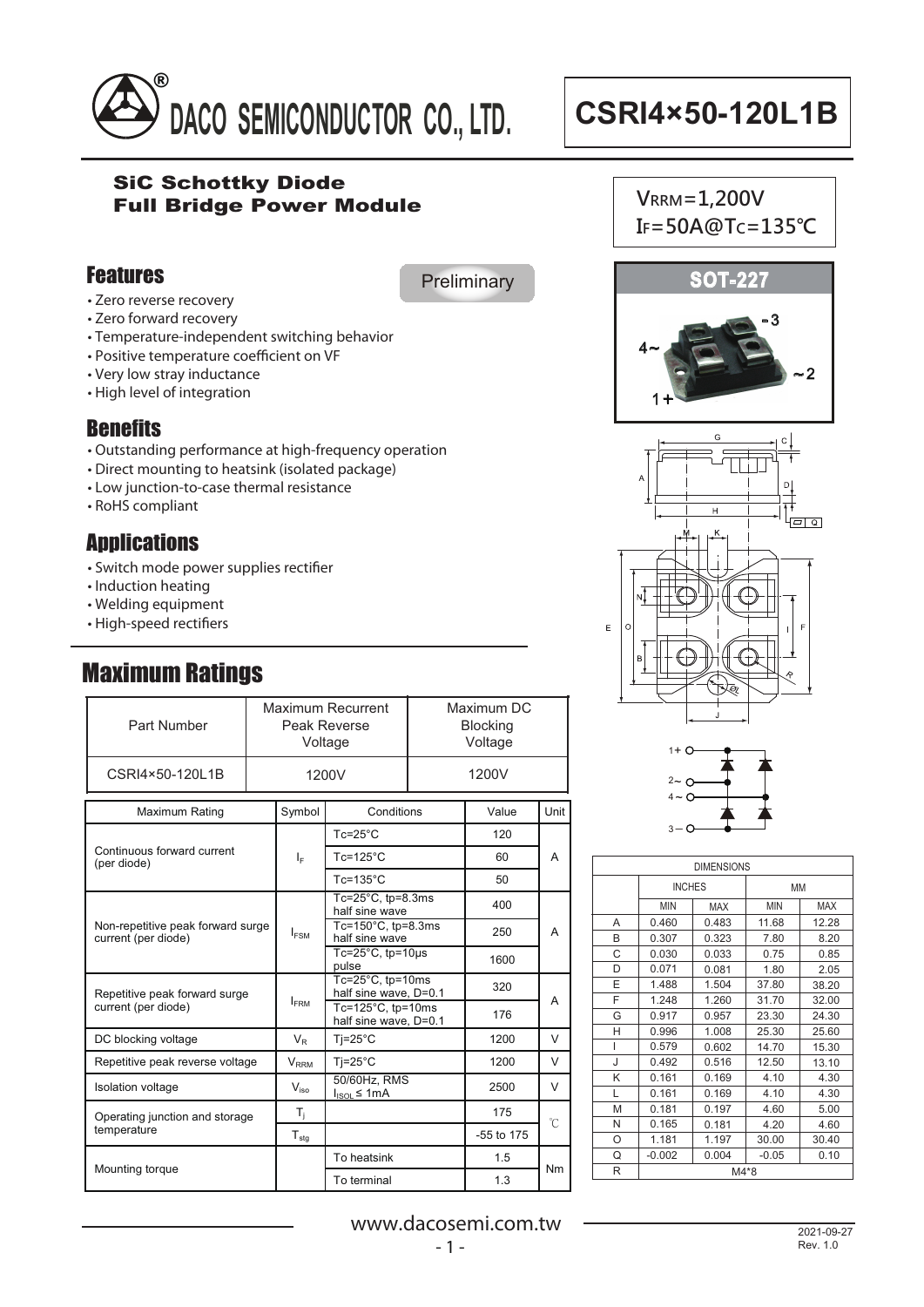# DACO SEMICONDUCTOR CO., LTD.

# CSRI4×50-120L1B

**SiC Schottky Diode**
**Full Bridge Power Module**

$V_{RRM}$=1,200V
$I_F$=50A@$T_C$=135℃

SOT-227

## Features

Preliminary

- Zero reverse recovery
- Zero forward recovery
- Temperature-independent switching behavior
- Positive temperature coefficient on VF
- Very low stray inductance
- High level of integration

## Benefits

- Outstanding performance at high-frequency operation
- Direct mounting to heatsink (isolated package)
- Low junction-to-case thermal resistance
- RoHS compliant

## Applications

- Switch mode power supplies rectifier
- Induction heating
- Welding equipment
- High-speed rectifiers

## Maximum Ratings

| Part Number | Maximum Recurrent Peak Reverse Voltage | Maximum DC Blocking Voltage |
|---|---|---|
| CSRI4×50-120L1B | 1200V | 1200V |

| Maximum Rating | Symbol | Conditions | Value | Unit |
|---|---|---|---|---|
| Continuous forward current (per diode) | $I_F$ | Tc=25°C | 120 | A |
| | | Tc=125°C | 60 | |
| | | Tc=135°C | 50 | |
| Non-repetitive peak forward surge current (per diode) | $I_{FSM}$ | Tc=25°C, tp=8.3ms half sine wave | 400 | A |
| | | Tc=150°C, tp=8.3ms half sine wave | 250 | |
| | | Tc=25°C, tp=10μs pulse | 1600 | |
| Repetitive peak forward surge current (per diode) | $I_{FRM}$ | Tc=25°C, tp=10ms half sine wave, D=0.1 | 320 | A |
| | | Tc=125°C, tp=10ms half sine wave, D=0.1 | 176 | |
| DC blocking voltage | $V_R$ | Tj=25°C | 1200 | V |
| Repetitive peak reverse voltage | $V_{RRM}$ | Tj=25°C | 1200 | V |
| Isolation voltage | $V_{iso}$ | 50/60Hz, RMS $I_{ISOL}$≤ 1mA | 2500 | V |
| Operating junction and storage temperature | $T_j$ | | 175 | ℃ |
| | $T_{stg}$ | | -55 to 175 | |
| Mounting torque | | To heatsink | 1.5 | Nm |
| | | To terminal | 1.3 | |

| DIMENSIONS | INCHES | | MM | |
|---|---|---|---|---|
| | MIN | MAX | MIN | MAX |
| A | 0.460 | 0.483 | 11.68 | 12.28 |
| B | 0.307 | 0.323 | 7.80 | 8.20 |
| C | 0.030 | 0.033 | 0.75 | 0.85 |
| D | 0.071 | 0.081 | 1.80 | 2.05 |
| E | 1.488 | 1.504 | 37.80 | 38.20 |
| F | 1.248 | 1.260 | 31.70 | 32.00 |
| G | 0.917 | 0.957 | 23.30 | 24.30 |
| H | 0.996 | 1.008 | 25.30 | 25.60 |
| I | 0.579 | 0.602 | 14.70 | 15.30 |
| J | 0.492 | 0.516 | 12.50 | 13.10 |
| K | 0.161 | 0.169 | 4.10 | 4.30 |
| L | 0.161 | 0.169 | 4.10 | 4.30 |
| M | 0.181 | 0.197 | 4.60 | 5.00 |
| N | 0.165 | 0.181 | 4.20 | 4.60 |
| O | 1.181 | 1.197 | 30.00 | 30.40 |
| Q | -0.002 | 0.004 | -0.05 | 0.10 |
| R | M4*8 | | | |

www.dacosemi.com.tw

2021-09-27
Rev. 1.0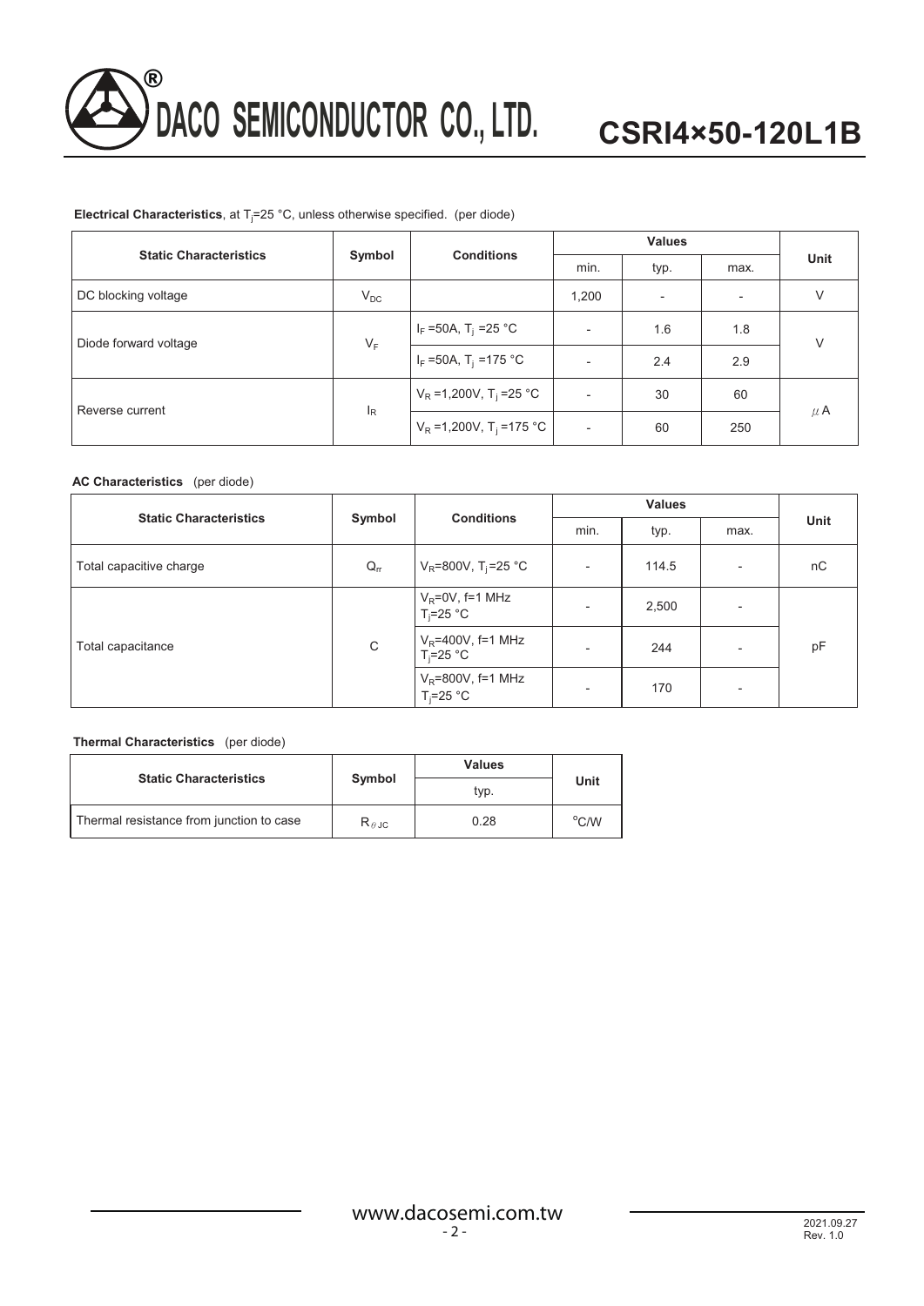**Electrical Characteristics**, at $T_j$=25 °C, unless otherwise specified. (per diode)

| Static Characteristics | Symbol | Conditions | Values | | | Unit |
|---|---|---|---|---|---|---|
| | | | min. | typ. | max. | |
| DC blocking voltage | $V_{DC}$ | | 1,200 | - | - | V |
| Diode forward voltage | $V_F$ | $I_F$ =50A, $T_j$ =25 °C | - | 1.6 | 1.8 | V |
| | | $I_F$ =50A, $T_j$ =175 °C | - | 2.4 | 2.9 | |
| Reverse current | $I_R$ | $V_R$ =1,200V, $T_j$ =25 °C | - | 30 | 60 | μA |
| | | $V_R$ =1,200V, $T_j$ =175 °C | - | 60 | 250 | |

**AC Characteristics** (per diode)

| Static Characteristics | Symbol | Conditions | Values | | | Unit |
|---|---|---|---|---|---|---|
| | | | min. | typ. | max. | |
| Total capacitive charge | $Q_{rr}$ | $V_R$=800V, $T_j$=25 °C | - | 114.5 | - | nC |
| Total capacitance | C | $V_R$=0V, f=1 MHz $T_j$=25 °C | - | 2,500 | - | pF |
| | | $V_R$=400V, f=1 MHz $T_j$=25 °C | - | 244 | - | |
| | | $V_R$=800V, f=1 MHz $T_j$=25 °C | - | 170 | - | |

**Thermal Characteristics** (per diode)

| Static Characteristics | Symbol | Values | Unit |
|---|---|---|---|
| | | typ. | |
| Thermal resistance from junction to case | $R_{\theta JC}$ | 0.28 | °C/W |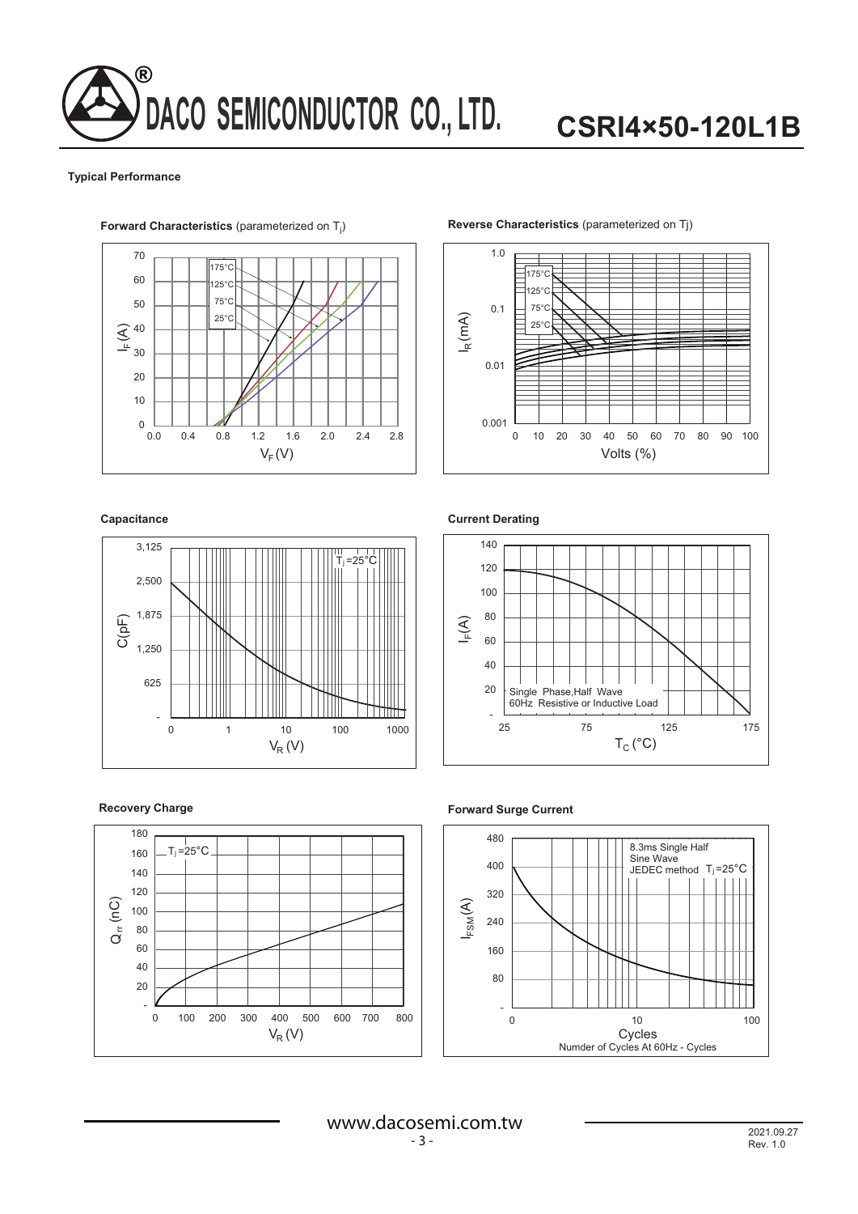# DACO SEMICONDUCTOR CO., LTD.

# CSRI4×50-120L1B

### Typical Performance

**Forward Characteristics** (parameterized on $T_j$)

**Reverse Characteristics** (parameterized on Tj)

**Capacitance**

**Current Derating**

**Recovery Charge**

**Forward Surge Current**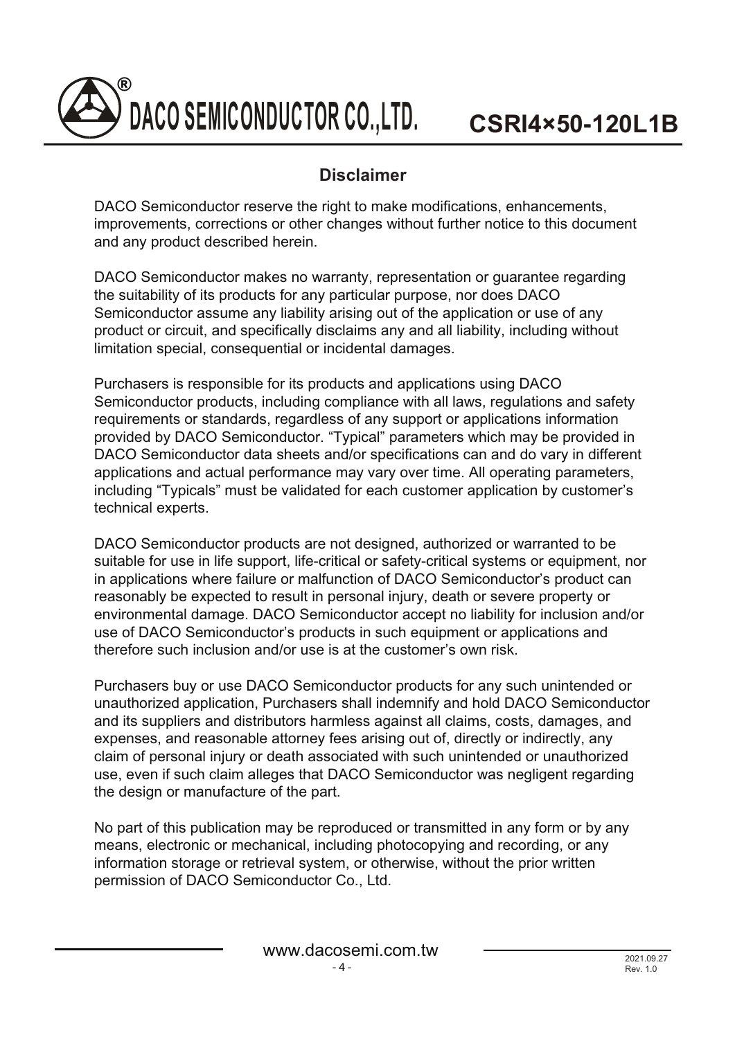## Disclaimer

DACO Semiconductor reserve the right to make modifications, enhancements, improvements, corrections or other changes without further notice to this document and any product described herein.

DACO Semiconductor makes no warranty, representation or guarantee regarding the suitability of its products for any particular purpose, nor does DACO Semiconductor assume any liability arising out of the application or use of any product or circuit, and specifically disclaims any and all liability, including without limitation special, consequential or incidental damages.

Purchasers is responsible for its products and applications using DACO Semiconductor products, including compliance with all laws, regulations and safety requirements or standards, regardless of any support or applications information provided by DACO Semiconductor. “Typical” parameters which may be provided in DACO Semiconductor data sheets and/or specifications can and do vary in different applications and actual performance may vary over time. All operating parameters, including “Typicals” must be validated for each customer application by customer’s technical experts.

DACO Semiconductor products are not designed, authorized or warranted to be suitable for use in life support, life-critical or safety-critical systems or equipment, nor in applications where failure or malfunction of DACO Semiconductor’s product can reasonably be expected to result in personal injury, death or severe property or environmental damage. DACO Semiconductor accept no liability for inclusion and/or use of DACO Semiconductor’s products in such equipment or applications and therefore such inclusion and/or use is at the customer’s own risk.

Purchasers buy or use DACO Semiconductor products for any such unintended or unauthorized application, Purchasers shall indemnify and hold DACO Semiconductor and its suppliers and distributors harmless against all claims, costs, damages, and expenses, and reasonable attorney fees arising out of, directly or indirectly, any claim of personal injury or death associated with such unintended or unauthorized use, even if such claim alleges that DACO Semiconductor was negligent regarding the design or manufacture of the part.

No part of this publication may be reproduced or transmitted in any form or by any means, electronic or mechanical, including photocopying and recording, or any information storage or retrieval system, or otherwise, without the prior written permission of DACO Semiconductor Co., Ltd.